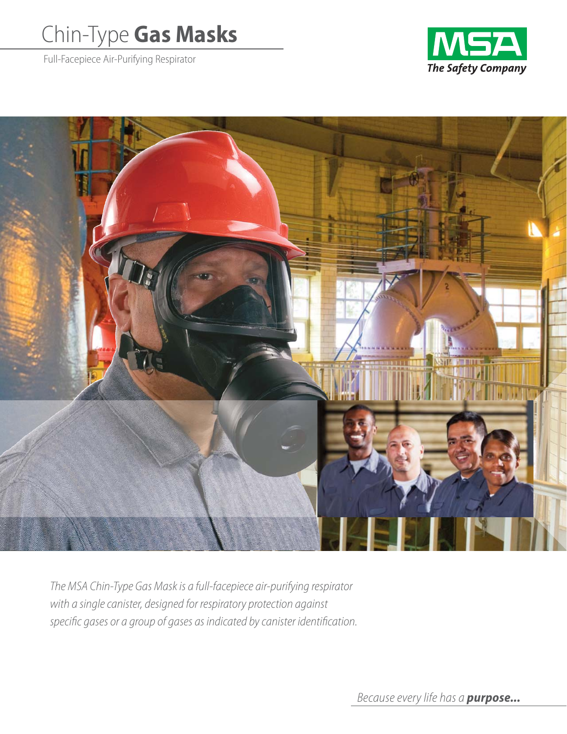# Chin-Type **Gas Masks**

Full-Facepiece Air-Purifying Respirator

MSA
*The Safety Company*

*The MSA Chin-Type Gas Mask is a full-facepiece air-purifying respirator with a single canister, designed for respiratory protection against specific gases or a group of gases as indicated by canister identification.*

*Because every life has a* ***purpose...***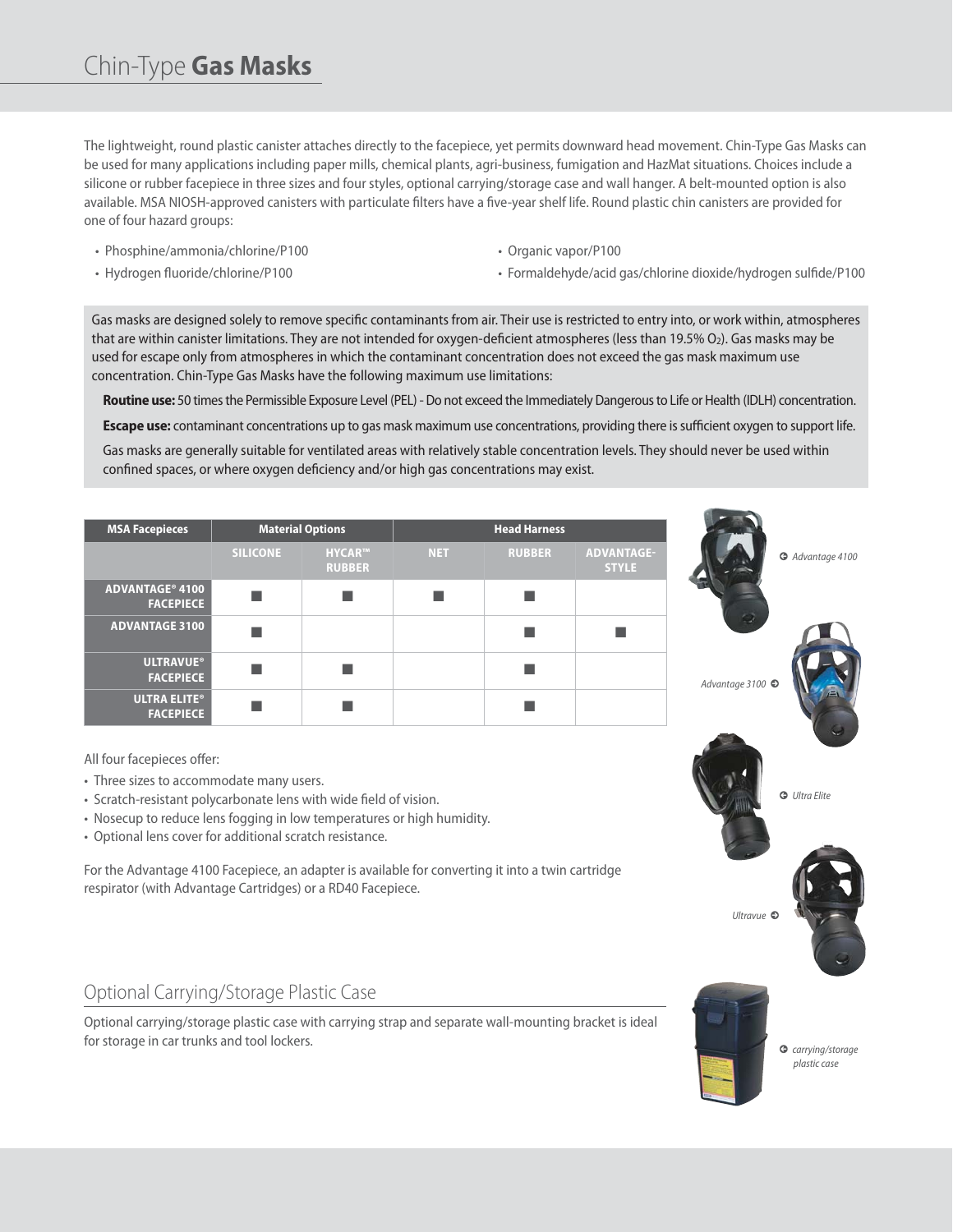# Chin-Type **Gas Masks**

The lightweight, round plastic canister attaches directly to the facepiece, yet permits downward head movement. Chin-Type Gas Masks can be used for many applications including paper mills, chemical plants, agri-business, fumigation and HazMat situations. Choices include a silicone or rubber facepiece in three sizes and four styles, optional carrying/storage case and wall hanger. A belt-mounted option is also available. MSA NIOSH-approved canisters with particulate filters have a five-year shelf life. Round plastic chin canisters are provided for one of four hazard groups:

- Phosphine/ammonia/chlorine/P100
- Hydrogen fluoride/chlorine/P100
- Organic vapor/P100
- Formaldehyde/acid gas/chlorine dioxide/hydrogen sulfide/P100

Gas masks are designed solely to remove specific contaminants from air. Their use is restricted to entry into, or work within, atmospheres that are within canister limitations. They are not intended for oxygen-deficient atmospheres (less than 19.5% $O_2$). Gas masks may be used for escape only from atmospheres in which the contaminant concentration does not exceed the gas mask maximum use concentration. Chin-Type Gas Masks have the following maximum use limitations:

**Routine use:** 50 times the Permissible Exposure Level (PEL) - Do not exceed the Immediately Dangerous to Life or Health (IDLH) concentration.

**Escape use:** contaminant concentrations up to gas mask maximum use concentrations, providing there is sufficient oxygen to support life.

Gas masks are generally suitable for ventilated areas with relatively stable concentration levels. They should never be used within confined spaces, or where oxygen deficiency and/or high gas concentrations may exist.

| MSA Facepieces | Material Options | | Head Harness | | |
|---|---|---|---|---|---|
| | SILICONE | HYCAR™ RUBBER | NET | RUBBER | ADVANTAGE-STYLE |
| ADVANTAGE® 4100 FACEPIECE | ■ | ■ | ■ | ■ | |
| ADVANTAGE 3100 | ■ | | | ■ | ■ |
| ULTRAVUE® FACEPIECE | ■ | ■ | | ■ | |
| ULTRA ELITE® FACEPIECE | ■ | ■ | | ■ | |

Advantage 4100

Advantage 3100

Ultra Elite

Ultravue

All four facepieces offer:

- Three sizes to accommodate many users.
- Scratch-resistant polycarbonate lens with wide field of vision.
- Nosecup to reduce lens fogging in low temperatures or high humidity.
- Optional lens cover for additional scratch resistance.

For the Advantage 4100 Facepiece, an adapter is available for converting it into a twin cartridge respirator (with Advantage Cartridges) or a RD40 Facepiece.

## Optional Carrying/Storage Plastic Case

Optional carrying/storage plastic case with carrying strap and separate wall-mounting bracket is ideal for storage in car trunks and tool lockers.

carrying/storage plastic case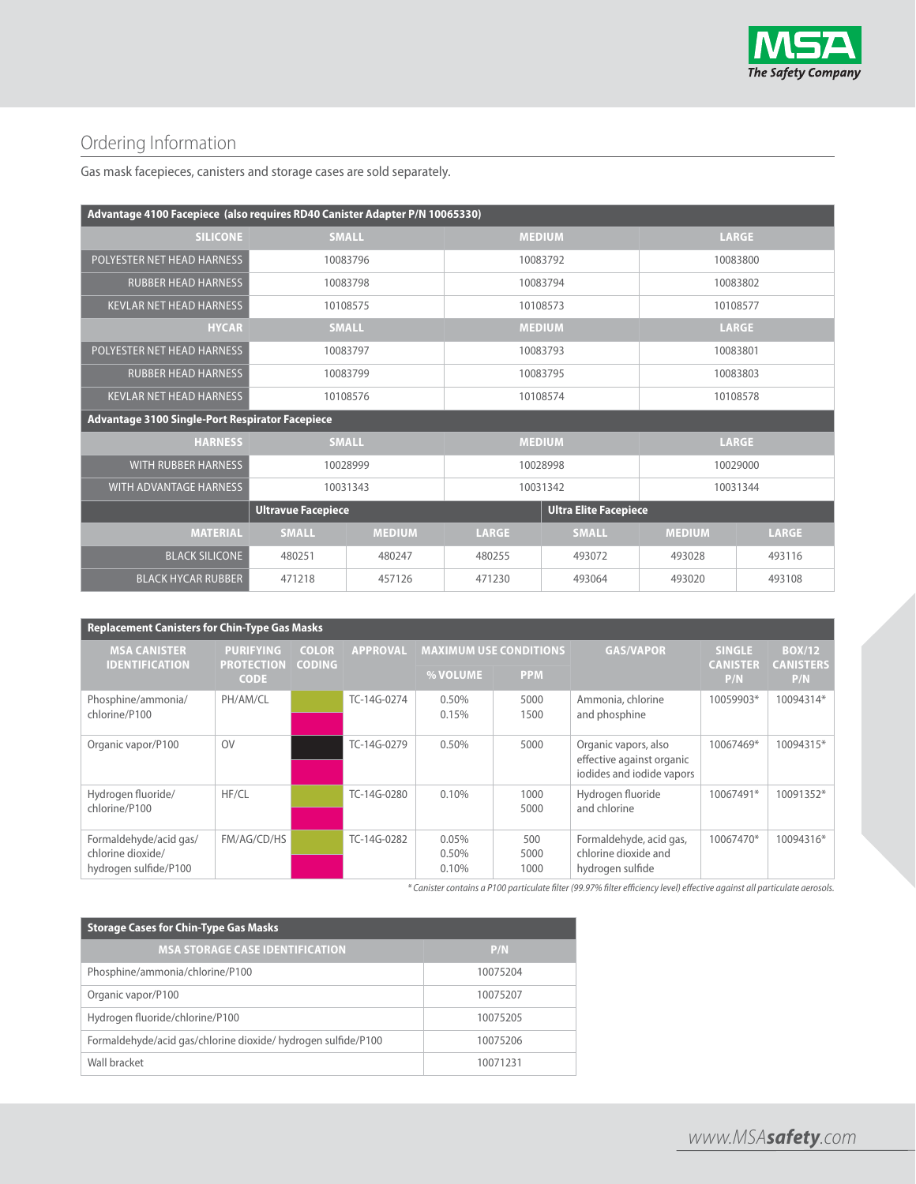## Ordering Information

Gas mask facepieces, canisters and storage cases are sold separately.

| Advantage 4100 Facepiece (also requires RD40 Canister Adapter P/N 10065330) | | | |
|---|---|---|---|
| SILICONE | SMALL | MEDIUM | LARGE |
| POLYESTER NET HEAD HARNESS | 10083796 | 10083792 | 10083800 |
| RUBBER HEAD HARNESS | 10083798 | 10083794 | 10083802 |
| KEVLAR NET HEAD HARNESS | 10108575 | 10108573 | 10108577 |
| HYCAR | SMALL | MEDIUM | LARGE |
| POLYESTER NET HEAD HARNESS | 10083797 | 10083793 | 10083801 |
| RUBBER HEAD HARNESS | 10083799 | 10083795 | 10083803 |
| KEVLAR NET HEAD HARNESS | 10108576 | 10108574 | 10108578 |
| **Advantage 3100 Single-Port Respirator Facepiece** | | | |
| HARNESS | SMALL | MEDIUM | LARGE |
| WITH RUBBER HARNESS | 10028999 | 10028998 | 10029000 |
| WITH ADVANTAGE HARNESS | 10031343 | 10031342 | 10031344 |

| | Ultravue Facepiece | | | Ultra Elite Facepiece | | |
|---|---|---|---|---|---|---|
| MATERIAL | SMALL | MEDIUM | LARGE | SMALL | MEDIUM | LARGE |
| BLACK SILICONE | 480251 | 480247 | 480255 | 493072 | 493028 | 493116 |
| BLACK HYCAR RUBBER | 471218 | 457126 | 471230 | 493064 | 493020 | 493108 |

| Replacement Canisters for Chin-Type Gas Masks | | | | | | | | |
|---|---|---|---|---|---|---|---|---|
| MSA CANISTER IDENTIFICATION | PURIFYING PROTECTION CODE | COLOR CODING | APPROVAL | MAXIMUM USE CONDITIONS | | GAS/VAPOR | SINGLE CANISTER P/N | BOX/12 CANISTERS P/N |
| | | | | % VOLUME | PPM | | | |
| Phosphine/ammonia/chlorine/P100 | PH/AM/CL | | TC-14G-0274 | 0.50%<br>0.15% | 5000<br>1500 | Ammonia, chlorine and phosphine | 10059903* | 10094314* |
| Organic vapor/P100 | OV | | TC-14G-0279 | 0.50% | 5000 | Organic vapors, also effective against organic iodides and iodide vapors | 10067469* | 10094315* |
| Hydrogen fluoride/chlorine/P100 | HF/CL | | TC-14G-0280 | 0.10% | 1000<br>5000 | Hydrogen fluoride and chlorine | 10067491* | 10091352* |
| Formaldehyde/acid gas/chlorine dioxide/hydrogen sulfide/P100 | FM/AG/CD/HS | | TC-14G-0282 | 0.05%<br>0.50%<br>0.10% | 500<br>5000<br>1000 | Formaldehyde, acid gas, chlorine dioxide and hydrogen sulfide | 10067470* | 10094316* |

*\* Canister contains a P100 particulate filter (99.97% filter efficiency level) effective against all particulate aerosols.*

| Storage Cases for Chin-Type Gas Masks | |
|---|---|
| MSA STORAGE CASE IDENTIFICATION | P/N |
| Phosphine/ammonia/chlorine/P100 | 10075204 |
| Organic vapor/P100 | 10075207 |
| Hydrogen fluoride/chlorine/P100 | 10075205 |
| Formaldehyde/acid gas/chlorine dioxide/ hydrogen sulfide/P100 | 10075206 |
| Wall bracket | 10071231 |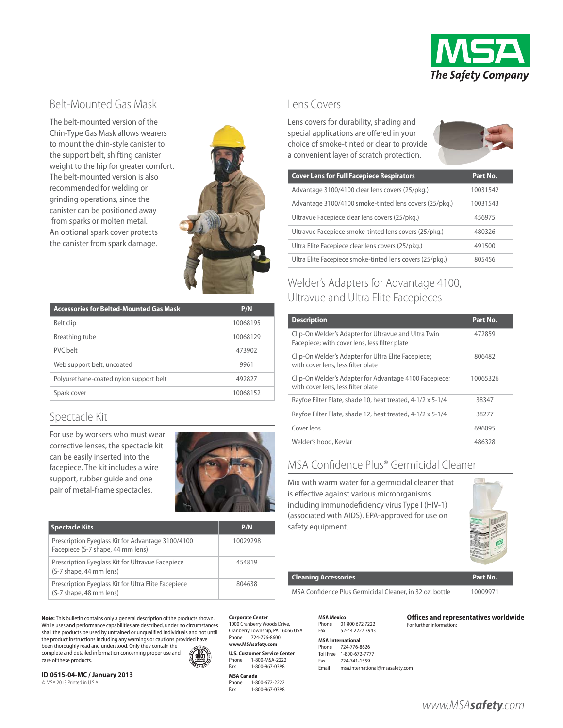## Belt-Mounted Gas Mask

The belt-mounted version of the Chin-Type Gas Mask allows wearers to mount the chin-style canister to the support belt, shifting canister weight to the hip for greater comfort. The belt-mounted version is also recommended for welding or grinding operations, since the canister can be positioned away from sparks or molten metal. An optional spark cover protects the canister from spark damage.

| Accessories for Belted-Mounted Gas Mask | P/N |
|---|---|
| Belt clip | 10068195 |
| Breathing tube | 10068129 |
| PVC belt | 473902 |
| Web support belt, uncoated | 9961 |
| Polyurethane-coated nylon support belt | 492827 |
| Spark cover | 10068152 |

## Spectacle Kit

For use by workers who must wear corrective lenses, the spectacle kit can be easily inserted into the facepiece. The kit includes a wire support, rubber guide and one pair of metal-frame spectacles.

| Spectacle Kits | P/N |
|---|---|
| Prescription Eyeglass Kit for Advantage 3100/4100 Facepiece (S-7 shape, 44 mm lens) | 10029298 |
| Prescription Eyeglass Kit for Ultravue Facepiece (S-7 shape, 44 mm lens) | 454819 |
| Prescription Eyeglass Kit for Ultra Elite Facepiece (S-7 shape, 48 mm lens) | 804638 |

## Lens Covers

Lens covers for durability, shading and special applications are offered in your choice of smoke-tinted or clear to provide a convenient layer of scratch protection.

| Cover Lens for Full Facepiece Respirators | Part No. |
|---|---|
| Advantage 3100/4100 clear lens covers (25/pkg.) | 10031542 |
| Advantage 3100/4100 smoke-tinted lens covers (25/pkg.) | 10031543 |
| Ultravue Facepiece clear lens covers (25/pkg.) | 456975 |
| Ultravue Facepiece smoke-tinted lens covers (25/pkg.) | 480326 |
| Ultra Elite Facepiece clear lens covers (25/pkg.) | 491500 |
| Ultra Elite Facepiece smoke-tinted lens covers (25/pkg.) | 805456 |

## Welder's Adapters for Advantage 4100, Ultravue and Ultra Elite Facepieces

| Description | Part No. |
|---|---|
| Clip-On Welder's Adapter for Ultravue and Ultra Twin Facepiece; with cover lens, less filter plate | 472859 |
| Clip-On Welder's Adapter for Ultra Elite Facepiece; with cover lens, less filter plate | 806482 |
| Clip-On Welder's Adapter for Advantage 4100 Facepiece; with cover lens, less filter plate | 10065326 |
| Rayfoe Filter Plate, shade 10, heat treated, 4-1/2 x 5-1/4 | 38347 |
| Rayfoe Filter Plate, shade 12, heat treated, 4-1/2 x 5-1/4 | 38277 |
| Cover lens | 696095 |
| Welder's hood, Kevlar | 486328 |

## MSA Confidence Plus® Germicidal Cleaner

Mix with warm water for a germicidal cleaner that is effective against various microorganisms including immunodeficiency virus Type I (HIV-1) (associated with AIDS). EPA-approved for use on safety equipment.

| Cleaning Accessories | Part No. |
|---|---|
| MSA Confidence Plus Germicidal Cleaner, in 32 oz. bottle | 10009971 |

**Note:** This bulletin contains only a general description of the products shown. While uses and performance capabilities are described, under no circumstances shall the products be used by untrained or unqualified individuals and not until the product instructions including any warnings or cautions provided have been thoroughly read and understood. Only they contain the complete and detailed information concerning proper use and care of these products.

**ID 0515-04-MC / January 2013**
© MSA 2013 Printed in U.S.A.

**Corporate Center**
1000 Cranberry Woods Drive,
Cranberry Township, PA 16066 USA
Phone 724-776-8600
**www.MSAsafety.com**

**U.S. Customer Service Center**
Phone 1-800-MSA-2222
Fax 1-800-967-0398

**MSA Canada**
Phone 1-800-672-2222
Fax 1-800-967-0398

**MSA Mexico**
Phone 01 800 672 7222
Fax 52-44 2227 3943

**MSA International**
Phone 724-776-8626
Toll Free 1-800-672-7777
Fax 724-741-1559
Email msa.international@msasafety.com

**Offices and representatives worldwide**
For further information:

www.MSAsafety.com